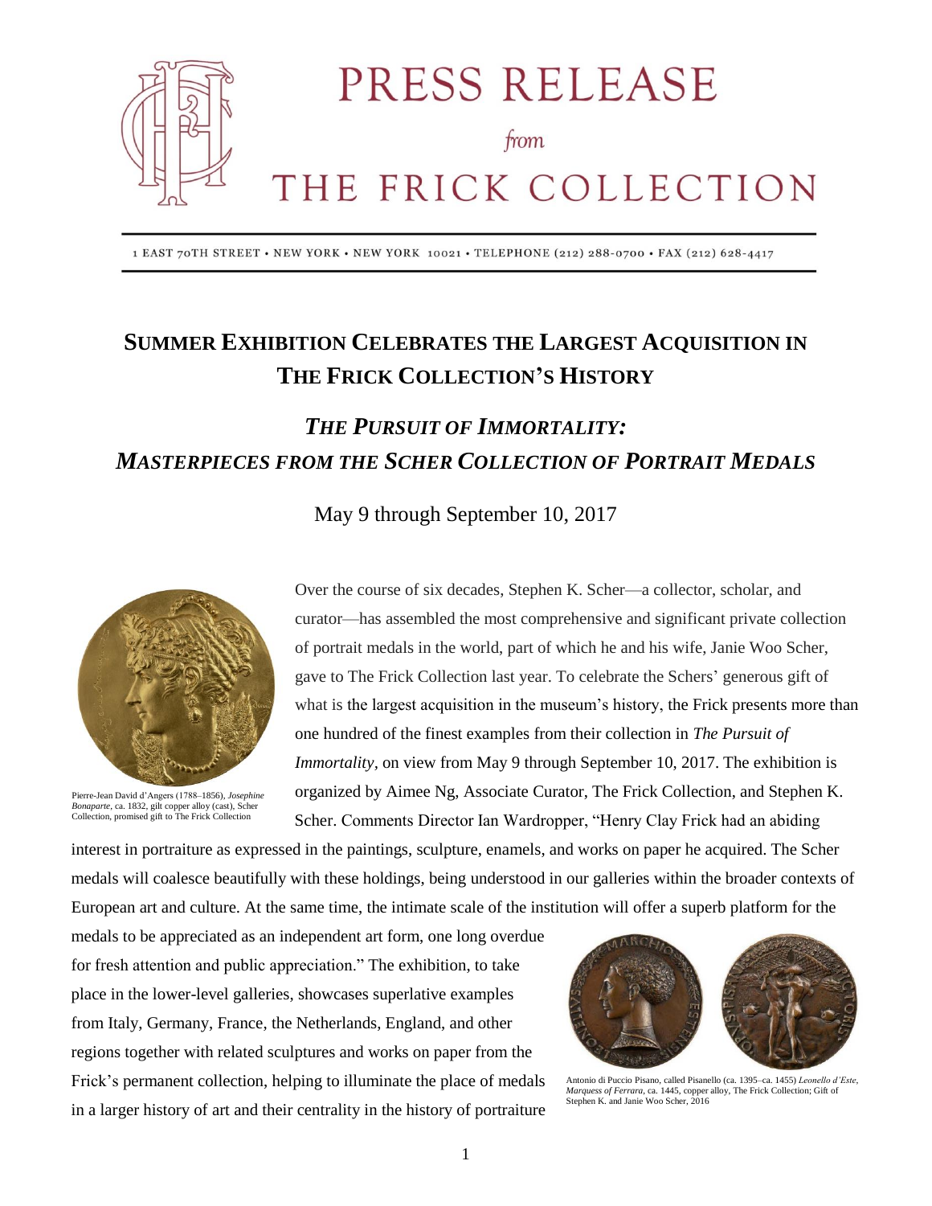# PRESS RELEASE

*from*

# THE FRICK COLLECTION

1 EAST 70TH STREET • NEW YORK • NEW YORK 10021 • TELEPHONE (212) 288-0700 • FAX (212) 628-4417

## SUMMER EXHIBITION CELEBRATES THE LARGEST ACQUISITION IN THE FRICK COLLECTION'S HISTORY

## *THE PURSUIT OF IMMORTALITY: MASTERPIECES FROM THE SCHER COLLECTION OF PORTRAIT MEDALS*

May 9 through September 10, 2017

Pierre-Jean David d'Angers (1788–1856), *Josephine Bonaparte*, ca. 1832, gilt copper alloy (cast), Scher Collection, promised gift to The Frick Collection

Over the course of six decades, Stephen K. Scher—a collector, scholar, and curator—has assembled the most comprehensive and significant private collection of portrait medals in the world, part of which he and his wife, Janie Woo Scher, gave to The Frick Collection last year. To celebrate the Schers' generous gift of what is the largest acquisition in the museum's history, the Frick presents more than one hundred of the finest examples from their collection in *The Pursuit of Immortality*, on view from May 9 through September 10, 2017. The exhibition is organized by Aimee Ng, Associate Curator, The Frick Collection, and Stephen K. Scher. Comments Director Ian Wardropper, "Henry Clay Frick had an abiding interest in portraiture as expressed in the paintings, sculpture, enamels, and works on paper he acquired. The Scher medals will coalesce beautifully with these holdings, being understood in our galleries within the broader contexts of European art and culture. At the same time, the intimate scale of the institution will offer a superb platform for the medals to be appreciated as an independent art form, one long overdue for fresh attention and public appreciation." The exhibition, to take place in the lower-level galleries, showcases superlative examples from Italy, Germany, France, the Netherlands, England, and other regions together with related sculptures and works on paper from the Frick's permanent collection, helping to illuminate the place of medals in a larger history of art and their centrality in the history of portraiture

Antonio di Puccio Pisano, called Pisanello (ca. 1395–ca. 1455) *Leonello d'Este, Marquess of Ferrara*, ca. 1445, copper alloy, The Frick Collection; Gift of Stephen K. and Janie Woo Scher, 2016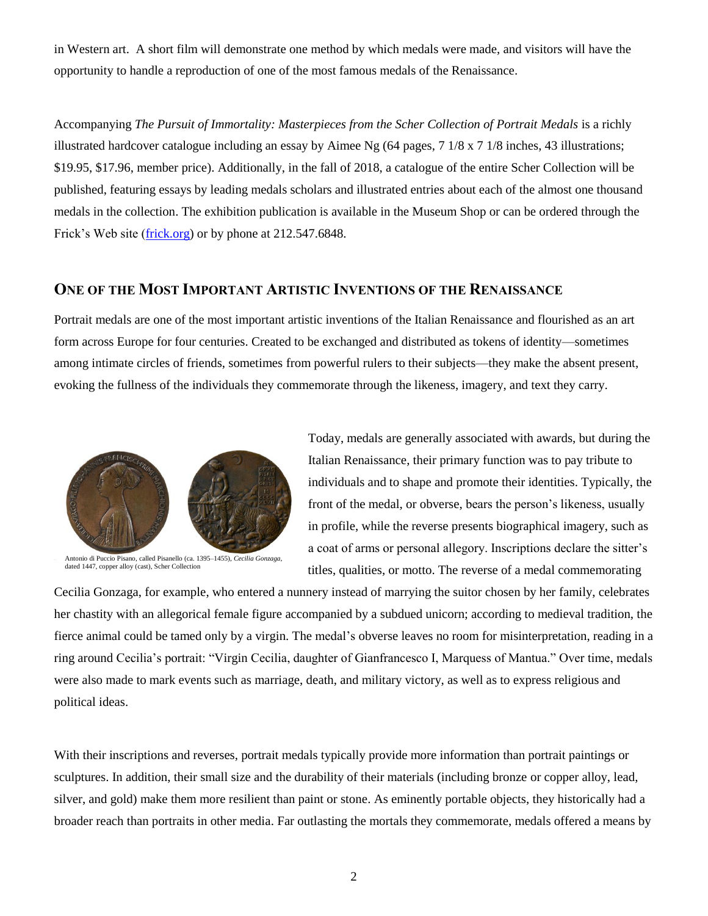in Western art. A short film will demonstrate one method by which medals were made, and visitors will have the opportunity to handle a reproduction of one of the most famous medals of the Renaissance.

Accompanying *The Pursuit of Immortality: Masterpieces from the Scher Collection of Portrait Medals* is a richly illustrated hardcover catalogue including an essay by Aimee Ng (64 pages, 7 1/8 x 7 1/8 inches, 43 illustrations; $19.95, $17.96, member price). Additionally, in the fall of 2018, a catalogue of the entire Scher Collection will be published, featuring essays by leading medals scholars and illustrated entries about each of the almost one thousand medals in the collection. The exhibition publication is available in the Museum Shop or can be ordered through the Frick's Web site (frick.org) or by phone at 212.547.6848.

## One of the Most Important Artistic Inventions of the Renaissance

Portrait medals are one of the most important artistic inventions of the Italian Renaissance and flourished as an art form across Europe for four centuries. Created to be exchanged and distributed as tokens of identity—sometimes among intimate circles of friends, sometimes from powerful rulers to their subjects—they make the absent present, evoking the fullness of the individuals they commemorate through the likeness, imagery, and text they carry.

Antonio di Puccio Pisano, called Pisanello (ca. 1395–1455), *Cecilia Gonzaga*, dated 1447, copper alloy (cast), Scher Collection

Today, medals are generally associated with awards, but during the Italian Renaissance, their primary function was to pay tribute to individuals and to shape and promote their identities. Typically, the front of the medal, or obverse, bears the person's likeness, usually in profile, while the reverse presents biographical imagery, such as a coat of arms or personal allegory. Inscriptions declare the sitter's titles, qualities, or motto. The reverse of a medal commemorating Cecilia Gonzaga, for example, who entered a nunnery instead of marrying the suitor chosen by her family, celebrates her chastity with an allegorical female figure accompanied by a subdued unicorn; according to medieval tradition, the fierce animal could be tamed only by a virgin. The medal's obverse leaves no room for misinterpretation, reading in a ring around Cecilia's portrait: "Virgin Cecilia, daughter of Gianfrancesco I, Marquess of Mantua." Over time, medals were also made to mark events such as marriage, death, and military victory, as well as to express religious and political ideas.

With their inscriptions and reverses, portrait medals typically provide more information than portrait paintings or sculptures. In addition, their small size and the durability of their materials (including bronze or copper alloy, lead, silver, and gold) make them more resilient than paint or stone. As eminently portable objects, they historically had a broader reach than portraits in other media. Far outlasting the mortals they commemorate, medals offered a means by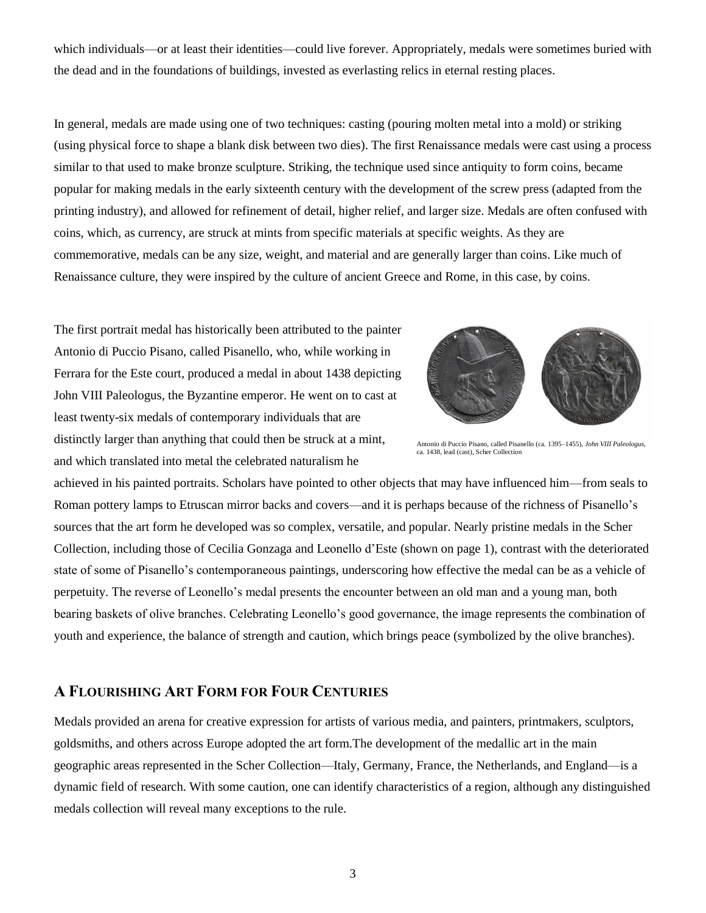which individuals—or at least their identities—could live forever. Appropriately, medals were sometimes buried with the dead and in the foundations of buildings, invested as everlasting relics in eternal resting places.

In general, medals are made using one of two techniques: casting (pouring molten metal into a mold) or striking (using physical force to shape a blank disk between two dies). The first Renaissance medals were cast using a process similar to that used to make bronze sculpture. Striking, the technique used since antiquity to form coins, became popular for making medals in the early sixteenth century with the development of the screw press (adapted from the printing industry), and allowed for refinement of detail, higher relief, and larger size. Medals are often confused with coins, which, as currency, are struck at mints from specific materials at specific weights. As they are commemorative, medals can be any size, weight, and material and are generally larger than coins. Like much of Renaissance culture, they were inspired by the culture of ancient Greece and Rome, in this case, by coins.

The first portrait medal has historically been attributed to the painter Antonio di Puccio Pisano, called Pisanello, who, while working in Ferrara for the Este court, produced a medal in about 1438 depicting John VIII Paleologus, the Byzantine emperor. He went on to cast at least twenty-six medals of contemporary individuals that are distinctly larger than anything that could then be struck at a mint, and which translated into metal the celebrated naturalism he achieved in his painted portraits. Scholars have pointed to other objects that may have influenced him—from seals to Roman pottery lamps to Etruscan mirror backs and covers—and it is perhaps because of the richness of Pisanello's sources that the art form he developed was so complex, versatile, and popular. Nearly pristine medals in the Scher Collection, including those of Cecilia Gonzaga and Leonello d'Este (shown on page 1), contrast with the deteriorated state of some of Pisanello's contemporaneous paintings, underscoring how effective the medal can be as a vehicle of perpetuity. The reverse of Leonello's medal presents the encounter between an old man and a young man, both bearing baskets of olive branches. Celebrating Leonello's good governance, the image represents the combination of youth and experience, the balance of strength and caution, which brings peace (symbolized by the olive branches).

Antonio di Puccio Pisano, called Pisanello (ca. 1395–1455), *John VIII Paleologus*, ca. 1438, lead (cast), Scher Collection

## A Flourishing Art Form for Four Centuries

Medals provided an arena for creative expression for artists of various media, and painters, printmakers, sculptors, goldsmiths, and others across Europe adopted the art form.The development of the medallic art in the main geographic areas represented in the Scher Collection—Italy, Germany, France, the Netherlands, and England—is a dynamic field of research. With some caution, one can identify characteristics of a region, although any distinguished medals collection will reveal many exceptions to the rule.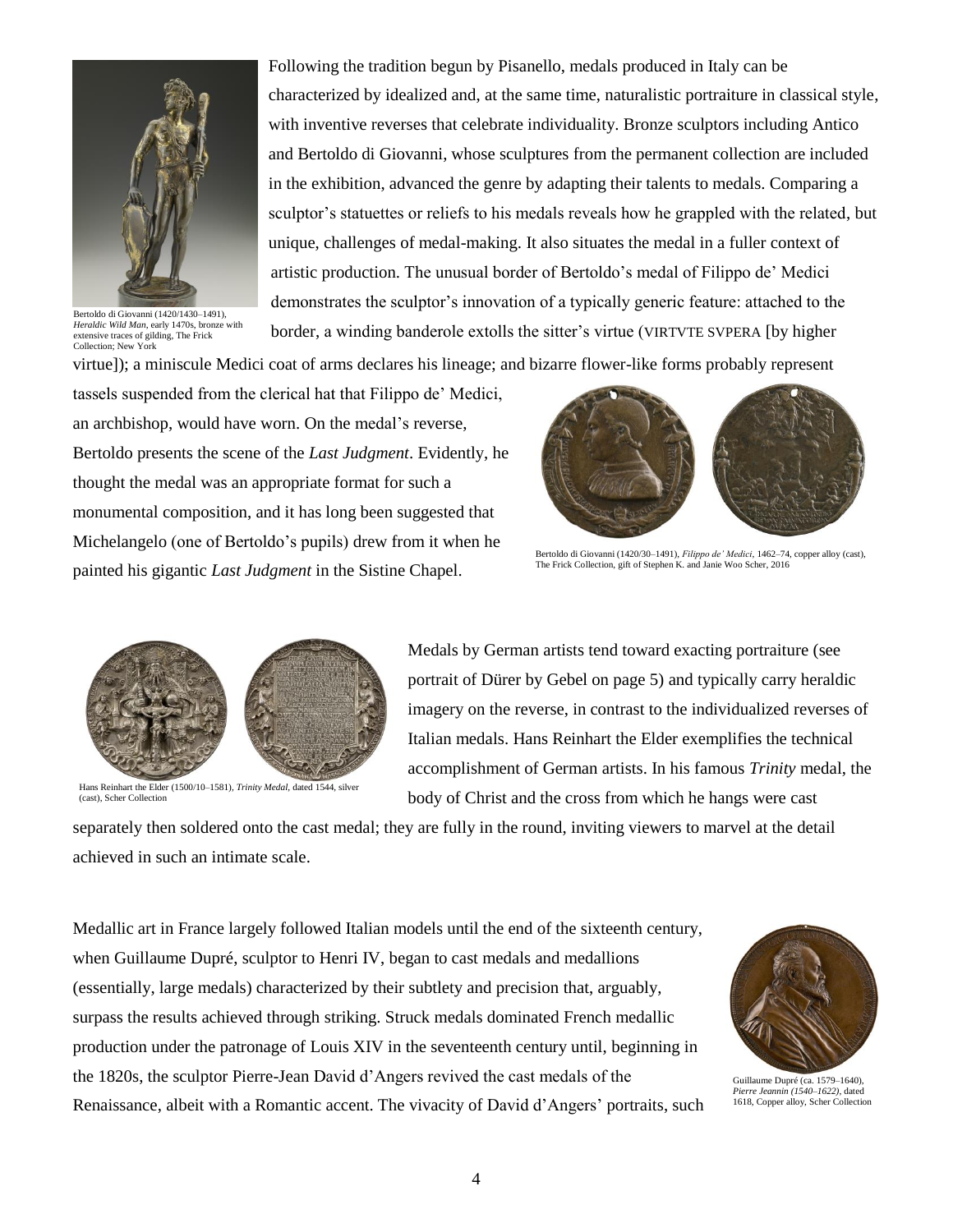Following the tradition begun by Pisanello, medals produced in Italy can be characterized by idealized and, at the same time, naturalistic portraiture in classical style, with inventive reverses that celebrate individuality. Bronze sculptors including Antico and Bertoldo di Giovanni, whose sculptures from the permanent collection are included in the exhibition, advanced the genre by adapting their talents to medals. Comparing a sculptor's statuettes or reliefs to his medals reveals how he grappled with the related, but unique, challenges of medal-making. It also situates the medal in a fuller context of artistic production. The unusual border of Bertoldo's medal of Filippo de' Medici demonstrates the sculptor's innovation of a typically generic feature: attached to the border, a winding banderole extolls the sitter's virtue (VIRTVTE SVPERA [by higher virtue]); a miniscule Medici coat of arms declares his lineage; and bizarre flower-like forms probably represent tassels suspended from the clerical hat that Filippo de' Medici, an archbishop, would have worn. On the medal's reverse, Bertoldo presents the scene of the *Last Judgment*. Evidently, he thought the medal was an appropriate format for such a monumental composition, and it has long been suggested that Michelangelo (one of Bertoldo's pupils) drew from it when he painted his gigantic *Last Judgment* in the Sistine Chapel.

Bertoldo di Giovanni (1420/1430–1491), *Heraldic Wild Man*, early 1470s, bronze with extensive traces of gilding, The Frick Collection; New York

Bertoldo di Giovanni (1420/30–1491), *Filippo de' Medici*, 1462–74, copper alloy (cast), The Frick Collection, gift of Stephen K. and Janie Woo Scher, 2016

Medals by German artists tend toward exacting portraiture (see portrait of Dürer by Gebel on page 5) and typically carry heraldic imagery on the reverse, in contrast to the individualized reverses of Italian medals. Hans Reinhart the Elder exemplifies the technical accomplishment of German artists. In his famous *Trinity* medal, the body of Christ and the cross from which he hangs were cast separately then soldered onto the cast medal; they are fully in the round, inviting viewers to marvel at the detail achieved in such an intimate scale.

Hans Reinhart the Elder (1500/10–1581), *Trinity Medal*, dated 1544, silver (cast), Scher Collection

Medallic art in France largely followed Italian models until the end of the sixteenth century, when Guillaume Dupré, sculptor to Henri IV, began to cast medals and medallions (essentially, large medals) characterized by their subtlety and precision that, arguably, surpass the results achieved through striking. Struck medals dominated French medallic production under the patronage of Louis XIV in the seventeenth century until, beginning in the 1820s, the sculptor Pierre-Jean David d'Angers revived the cast medals of the Renaissance, albeit with a Romantic accent. The vivacity of David d'Angers' portraits, such

Guillaume Dupré (ca. 1579–1640), *Pierre Jeannin (1540–1622)*, dated 1618, Copper alloy, Scher Collection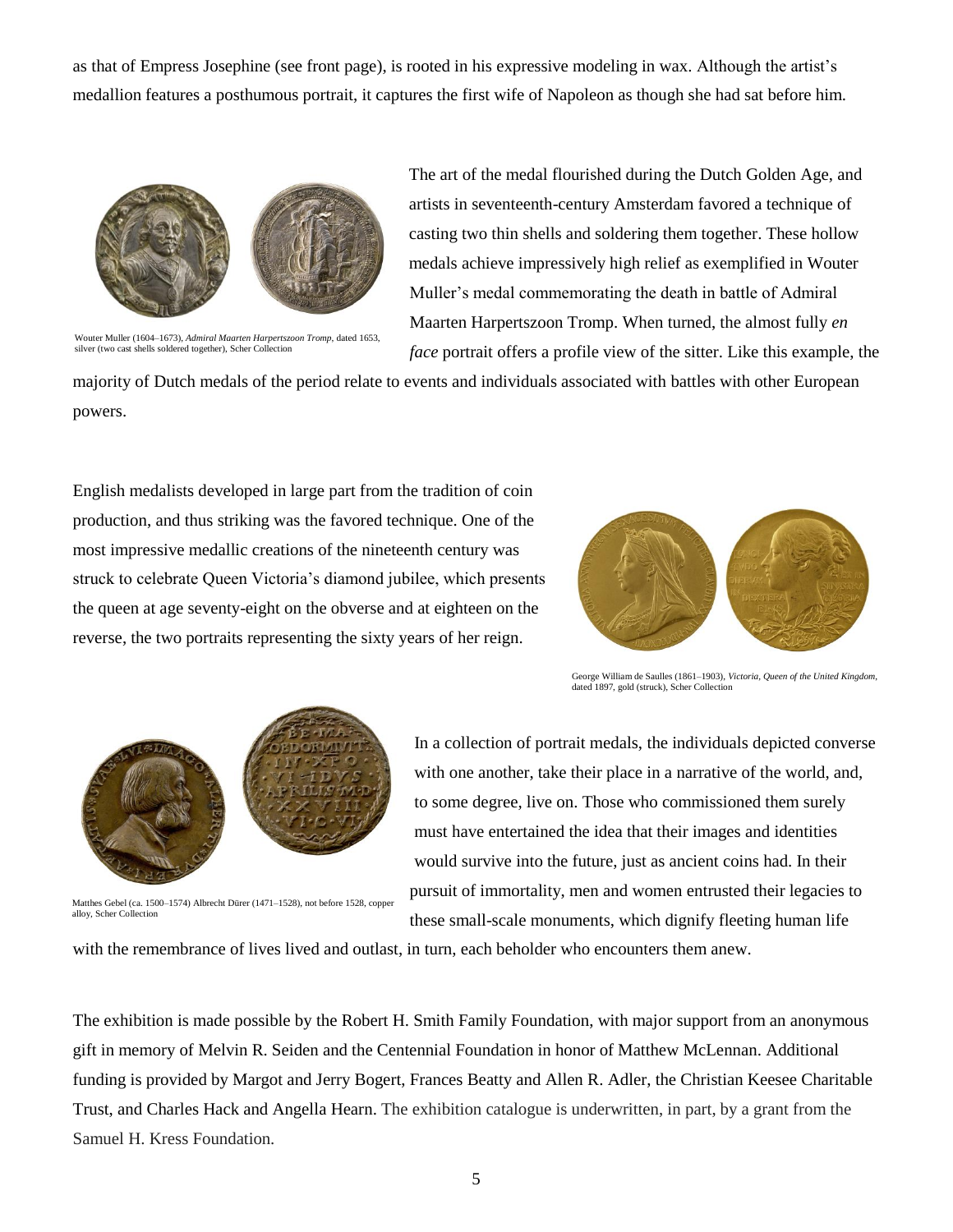as that of Empress Josephine (see front page), is rooted in his expressive modeling in wax. Although the artist's medallion features a posthumous portrait, it captures the first wife of Napoleon as though she had sat before him.

The art of the medal flourished during the Dutch Golden Age, and artists in seventeenth-century Amsterdam favored a technique of casting two thin shells and soldering them together. These hollow medals achieve impressively high relief as exemplified in Wouter Muller's medal commemorating the death in battle of Admiral Maarten Harpertszoon Tromp. When turned, the almost fully *en face* portrait offers a profile view of the sitter. Like this example, the majority of Dutch medals of the period relate to events and individuals associated with battles with other European powers.

Wouter Muller (1604–1673), *Admiral Maarten Harpertszoon Tromp*, dated 1653, silver (two cast shells soldered together), Scher Collection

English medalists developed in large part from the tradition of coin production, and thus striking was the favored technique. One of the most impressive medallic creations of the nineteenth century was struck to celebrate Queen Victoria's diamond jubilee, which presents the queen at age seventy-eight on the obverse and at eighteen on the reverse, the two portraits representing the sixty years of her reign.

George William de Saulles (1861–1903), *Victoria, Queen of the United Kingdom*, dated 1897, gold (struck), Scher Collection

In a collection of portrait medals, the individuals depicted converse with one another, take their place in a narrative of the world, and, to some degree, live on. Those who commissioned them surely must have entertained the idea that their images and identities would survive into the future, just as ancient coins had. In their pursuit of immortality, men and women entrusted their legacies to these small-scale monuments, which dignify fleeting human life with the remembrance of lives lived and outlast, in turn, each beholder who encounters them anew.

Matthes Gebel (ca. 1500–1574) Albrecht Dürer (1471–1528), not before 1528, copper alloy, Scher Collection

The exhibition is made possible by the Robert H. Smith Family Foundation, with major support from an anonymous gift in memory of Melvin R. Seiden and the Centennial Foundation in honor of Matthew McLennan. Additional funding is provided by Margot and Jerry Bogert, Frances Beatty and Allen R. Adler, the Christian Keesee Charitable Trust, and Charles Hack and Angella Hearn. The exhibition catalogue is underwritten, in part, by a grant from the Samuel H. Kress Foundation.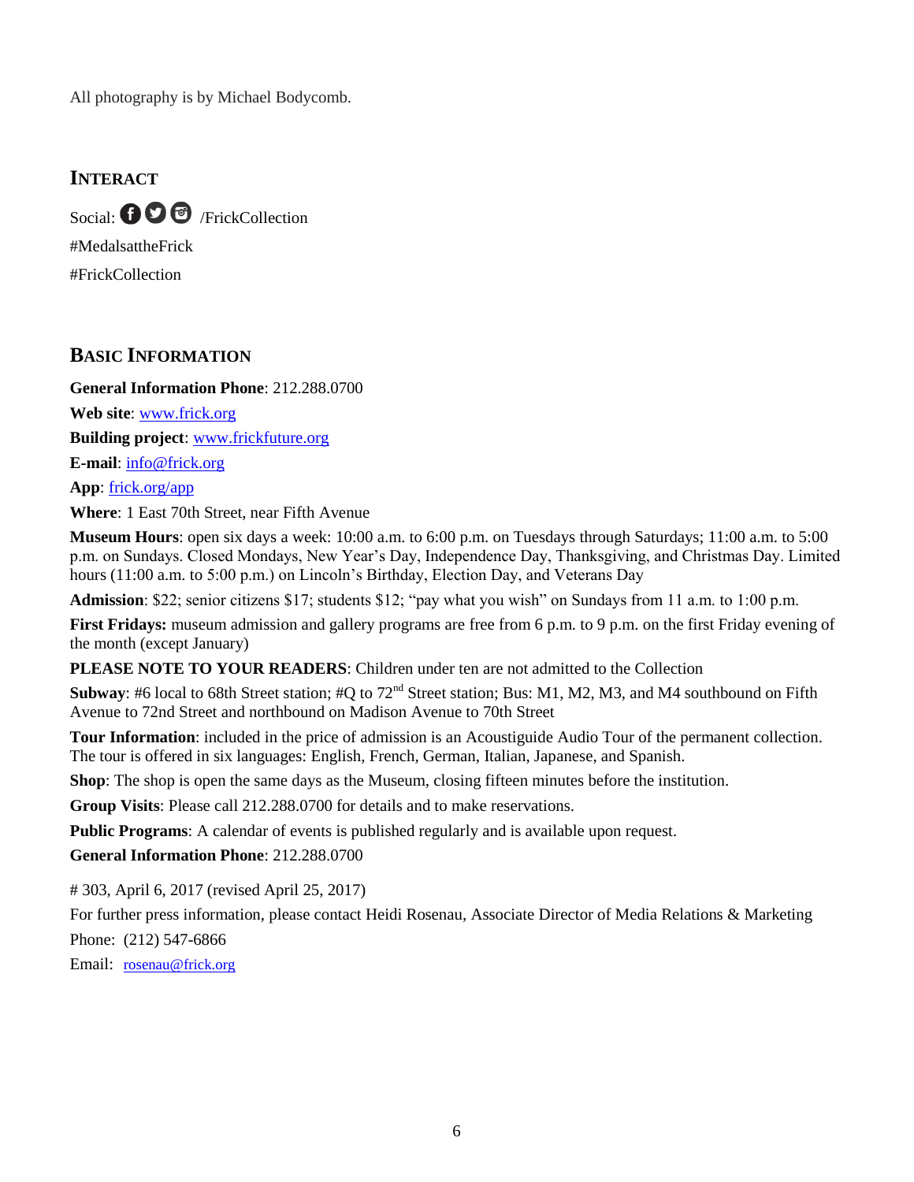All photography is by Michael Bodycomb.

## Interact

Social: /FrickCollection

#MedalsattheFrick

#FrickCollection

## Basic Information

**General Information Phone**: 212.288.0700

**Web site**: www.frick.org

**Building project**: www.frickfuture.org

**E-mail**: info@frick.org

**App**: frick.org/app

**Where**: 1 East 70th Street, near Fifth Avenue

**Museum Hours**: open six days a week: 10:00 a.m. to 6:00 p.m. on Tuesdays through Saturdays; 11:00 a.m. to 5:00 p.m. on Sundays. Closed Mondays, New Year's Day, Independence Day, Thanksgiving, and Christmas Day. Limited hours (11:00 a.m. to 5:00 p.m.) on Lincoln's Birthday, Election Day, and Veterans Day

**Admission**: $22; senior citizens $17; students $12; "pay what you wish" on Sundays from 11 a.m. to 1:00 p.m.

**First Fridays:** museum admission and gallery programs are free from 6 p.m. to 9 p.m. on the first Friday evening of the month (except January)

**PLEASE NOTE TO YOUR READERS**: Children under ten are not admitted to the Collection

**Subway**: #6 local to 68th Street station; #Q to 72nd Street station; Bus: M1, M2, M3, and M4 southbound on Fifth Avenue to 72nd Street and northbound on Madison Avenue to 70th Street

**Tour Information**: included in the price of admission is an Acoustiguide Audio Tour of the permanent collection. The tour is offered in six languages: English, French, German, Italian, Japanese, and Spanish.

**Shop**: The shop is open the same days as the Museum, closing fifteen minutes before the institution.

**Group Visits**: Please call 212.288.0700 for details and to make reservations.

**Public Programs**: A calendar of events is published regularly and is available upon request.

**General Information Phone**: 212.288.0700

# 303, April 6, 2017 (revised April 25, 2017)

For further press information, please contact Heidi Rosenau, Associate Director of Media Relations & Marketing

Phone: (212) 547-6866

Email: rosenau@frick.org